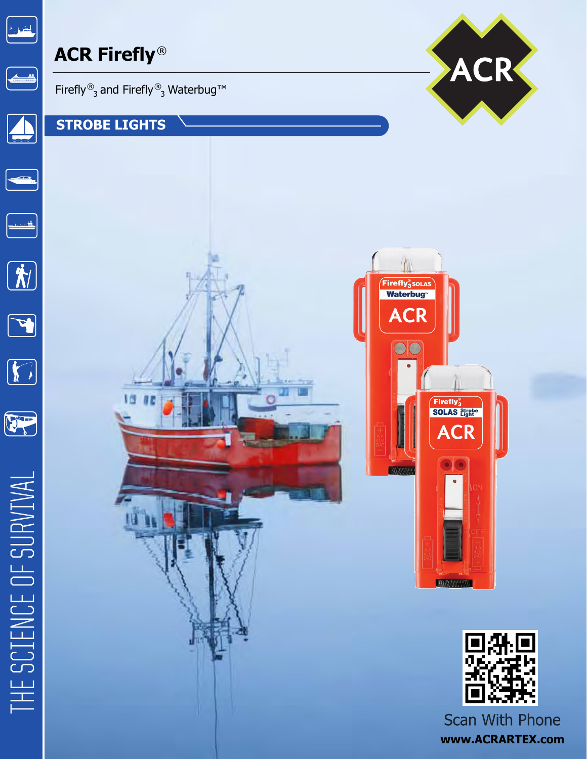# ACR Firefly®

Firefly®$_3$ and Firefly®$_3$ Waterbug™

## STROBE LIGHTS

Scan With Phone

**www.ACRARTEX.com**

THE SCIENCE OF SURVIVAL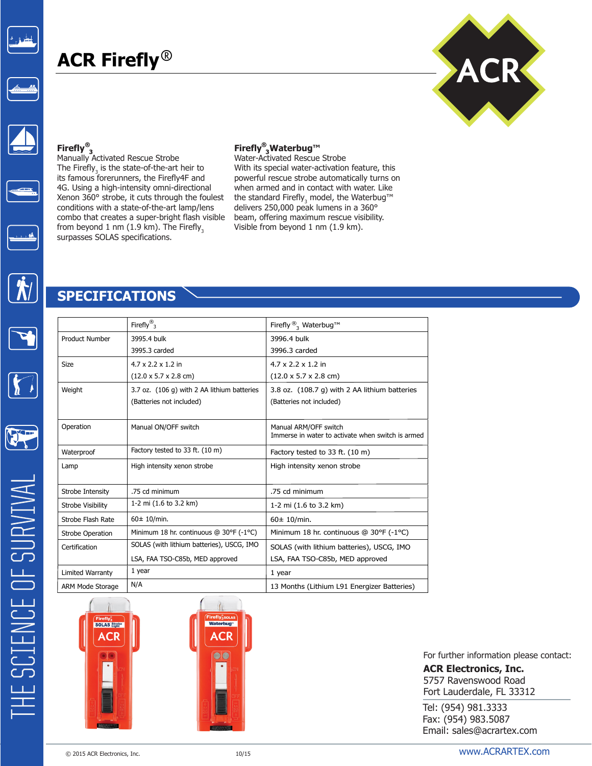# ACR Firefly®

**Firefly®$_3$**
Manually Activated Rescue Strobe
The Firefly$_3$ is the state-of-the-art heir to its famous forerunners, the Firefly4F and 4G. Using a high-intensity omni-directional Xenon 360° strobe, it cuts through the foulest conditions with a state-of-the-art lamp/lens combo that creates a super-bright flash visible from beyond 1 nm (1.9 km). The Firefly$_3$ surpasses SOLAS specifications.

**Firefly®$_3$ Waterbug™**
Water-Activated Rescue Strobe
With its special water-activation feature, this powerful rescue strobe automatically turns on when armed and in contact with water. Like the standard Firefly$_3$ model, the Waterbug™ delivers 250,000 peak lumens in a 360° beam, offering maximum rescue visibility. Visible from beyond 1 nm (1.9 km).

## SPECIFICATIONS

| | Firefly®$_3$ | Firefly®$_3$ Waterbug™ |
|---|---|---|
| Product Number | 3995.4 bulk<br>3995.3 carded | 3996.4 bulk<br>3996.3 carded |
| Size | 4.7 x 2.2 x 1.2 in<br>(12.0 x 5.7 x 2.8 cm) | 4.7 x 2.2 x 1.2 in<br>(12.0 x 5.7 x 2.8 cm) |
| Weight | 3.7 oz. (106 g) with 2 AA lithium batteries<br>(Batteries not included) | 3.8 oz. (108.7 g) with 2 AA lithium batteries<br>(Batteries not included) |
| Operation | Manual ON/OFF switch | Manual ARM/OFF switch<br>Immerse in water to activate when switch is armed |
| Waterproof | Factory tested to 33 ft. (10 m) | Factory tested to 33 ft. (10 m) |
| Lamp | High intensity xenon strobe | High intensity xenon strobe |
| Strobe Intensity | .75 cd minimum | .75 cd minimum |
| Strobe Visibility | 1-2 mi (1.6 to 3.2 km) | 1-2 mi (1.6 to 3.2 km) |
| Strobe Flash Rate | 60± 10/min. | 60± 10/min. |
| Strobe Operation | Minimum 18 hr. continuous @ 30°F (-1°C) | Minimum 18 hr. continuous @ 30°F (-1°C) |
| Certification | SOLAS (with lithium batteries), USCG, IMO<br>LSA, FAA TSO-C85b, MED approved | SOLAS (with lithium batteries), USCG, IMO<br>LSA, FAA TSO-C85b, MED approved |
| Limited Warranty | 1 year | 1 year |
| ARM Mode Storage | N/A | 13 Months (Lithium L91 Energizer Batteries) |

For further information please contact:

**ACR Electronics, Inc.**
5757 Ravenswood Road
Fort Lauderdale, FL 33312

Tel: (954) 981.3333
Fax: (954) 983.5087
Email: sales@acrartex.com

THE SCIENCE OF SURVIVAL

© 2015 ACR Electronics, Inc. 10/15 www.ACRARTEX.com